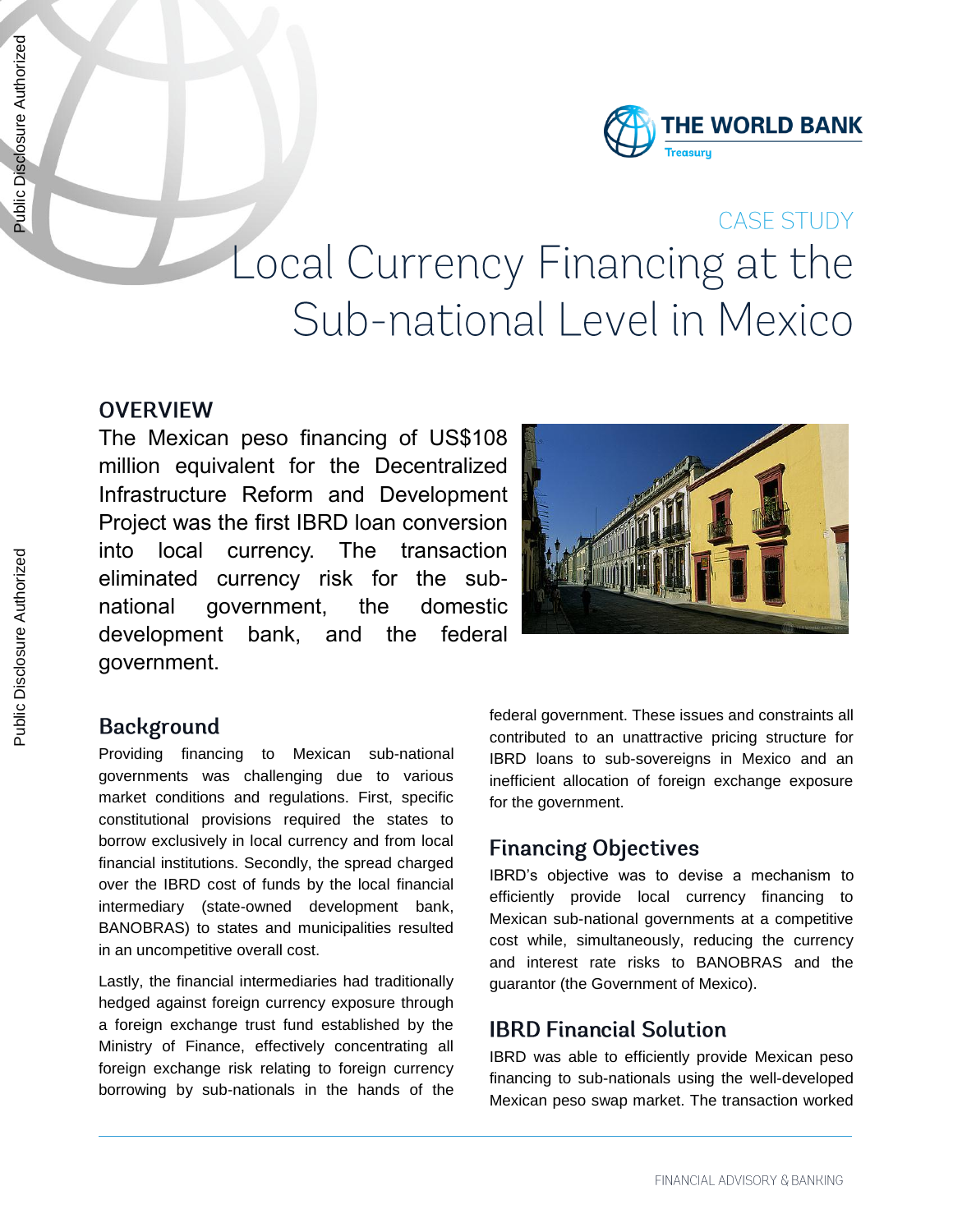CASE STUDY

# Local Currency Financing at the Sub-national Level in Mexico

## OVERVIEW

The Mexican peso financing of US$108 million equivalent for the Decentralized Infrastructure Reform and Development Project was the first IBRD loan conversion into local currency. The transaction eliminated currency risk for the sub-national government, the domestic development bank, and the federal government.

## Background

Providing financing to Mexican sub-national governments was challenging due to various market conditions and regulations. First, specific constitutional provisions required the states to borrow exclusively in local currency and from local financial institutions. Secondly, the spread charged over the IBRD cost of funds by the local financial intermediary (state-owned development bank, BANOBRAS) to states and municipalities resulted in an uncompetitive overall cost.

Lastly, the financial intermediaries had traditionally hedged against foreign currency exposure through a foreign exchange trust fund established by the Ministry of Finance, effectively concentrating all foreign exchange risk relating to foreign currency borrowing by sub-nationals in the hands of the federal government. These issues and constraints all contributed to an unattractive pricing structure for IBRD loans to sub-sovereigns in Mexico and an inefficient allocation of foreign exchange exposure for the government.

## Financing Objectives

IBRD's objective was to devise a mechanism to efficiently provide local currency financing to Mexican sub-national governments at a competitive cost while, simultaneously, reducing the currency and interest rate risks to BANOBRAS and the guarantor (the Government of Mexico).

## IBRD Financial Solution

IBRD was able to efficiently provide Mexican peso financing to sub-nationals using the well-developed Mexican peso swap market. The transaction worked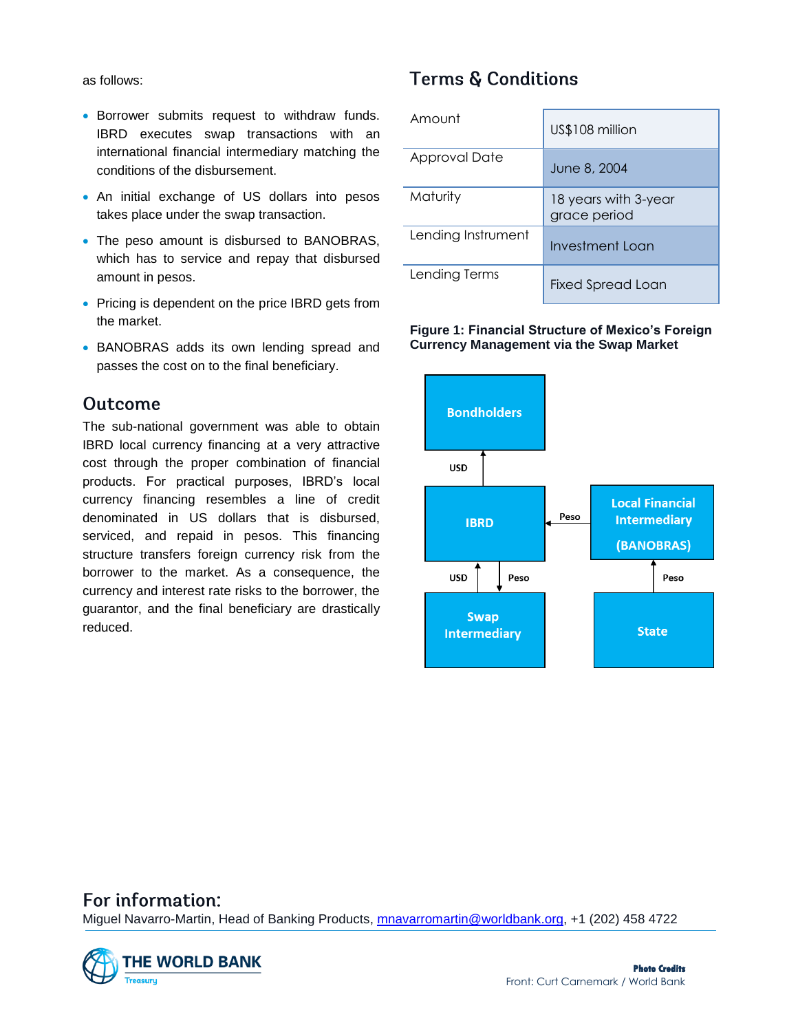as follows:

- Borrower submits request to withdraw funds. IBRD executes swap transactions with an international financial intermediary matching the conditions of the disbursement.
- An initial exchange of US dollars into pesos takes place under the swap transaction.
- The peso amount is disbursed to BANOBRAS, which has to service and repay that disbursed amount in pesos.
- Pricing is dependent on the price IBRD gets from the market.
- BANOBRAS adds its own lending spread and passes the cost on to the final beneficiary.

## Outcome

The sub-national government was able to obtain IBRD local currency financing at a very attractive cost through the proper combination of financial products. For practical purposes, IBRD's local currency financing resembles a line of credit denominated in US dollars that is disbursed, serviced, and repaid in pesos. This financing structure transfers foreign currency risk from the borrower to the market. As a consequence, the currency and interest rate risks to the borrower, the guarantor, and the final beneficiary are drastically reduced.

## Terms & Conditions

| | |
|---|---|
| Amount | US$108 million |
| Approval Date | June 8, 2004 |
| Maturity | 18 years with 3-year grace period |
| Lending Instrument | Investment Loan |
| Lending Terms | Fixed Spread Loan |

**Figure 1: Financial Structure of Mexico's Foreign Currency Management via the Swap Market**

Bondholders
USD
IBRD
Peso
Local Financial Intermediary (BANOBRAS)
USD
Peso
Peso
Swap Intermediary
State

## For information:

Miguel Navarro-Martin, Head of Banking Products, mnavarromartin@worldbank.org, +1 (202) 458 4722

THE WORLD BANK
Treasury

**Photo Credits**
Front: Curt Carnemark / World Bank